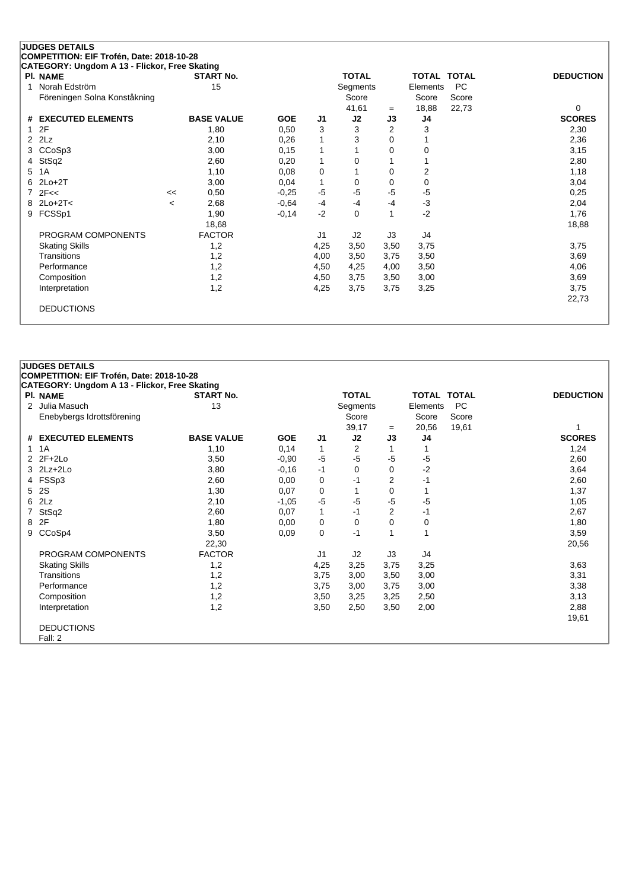## JUDGES DETAILS

**COMPETITION: EIF Trofén, Date: 2018-10-28**

**CATEGORY: Ungdom A 13 - Flickor, Free Skating**

| Pl. | NAME | START No. | TOTAL Segments Score | | TOTAL Elements Score | TOTAL PC Score | DEDUCTION |
|---|---|---|---|---|---|---|---|
| 1 | Norah Edström<br>Föreningen Solna Konståkning | 15 | 41,61 | = | 18,88 | 22,73 | 0 |

| # | EXECUTED ELEMENTS | | BASE VALUE | GOE | J1 | J2 | J3 | J4 | SCORES |
|---|---|---|---|---|---|---|---|---|---|
| 1 | 2F | | 1,80 | 0,50 | 3 | 3 | 2 | 3 | 2,30 |
| 2 | 2Lz | | 2,10 | 0,26 | 1 | 3 | 0 | 1 | 2,36 |
| 3 | CCoSp3 | | 3,00 | 0,15 | 1 | 1 | 0 | 0 | 3,15 |
| 4 | StSq2 | | 2,60 | 0,20 | 1 | 0 | 1 | 1 | 2,80 |
| 5 | 1A | | 1,10 | 0,08 | 0 | 1 | 0 | 2 | 1,18 |
| 6 | 2Lo+2T | | 3,00 | 0,04 | 1 | 0 | 0 | 0 | 3,04 |
| 7 | 2F<< | << | 0,50 | -0,25 | -5 | -5 | -5 | -5 | 0,25 |
| 8 | 2Lo+2T< | < | 2,68 | -0,64 | -4 | -4 | -4 | -3 | 2,04 |
| 9 | FCSSp1 | | 1,90 | -0,14 | -2 | 0 | 1 | -2 | 1,76 |
| | | | 18,68 | | | | | | 18,88 |

| PROGRAM COMPONENTS | FACTOR | J1 | J2 | J3 | J4 | |
|---|---|---|---|---|---|---|
| Skating Skills | 1,2 | 4,25 | 3,50 | 3,50 | 3,75 | 3,75 |
| Transitions | 1,2 | 4,00 | 3,50 | 3,75 | 3,50 | 3,69 |
| Performance | 1,2 | 4,50 | 4,25 | 4,00 | 3,50 | 4,06 |
| Composition | 1,2 | 4,50 | 3,75 | 3,50 | 3,00 | 3,69 |
| Interpretation | 1,2 | 4,25 | 3,75 | 3,75 | 3,25 | 3,75 |
| | | | | | | 22,73 |

DEDUCTIONS

## JUDGES DETAILS

**COMPETITION: EIF Trofén, Date: 2018-10-28**

**CATEGORY: Ungdom A 13 - Flickor, Free Skating**

| Pl. | NAME | START No. | TOTAL Segments Score | | TOTAL Elements Score | TOTAL PC Score | DEDUCTION |
|---|---|---|---|---|---|---|---|
| 2 | Julia Masuch<br>Enebybergs Idrottsförening | 13 | 39,17 | = | 20,56 | 19,61 | 1 |

| # | EXECUTED ELEMENTS | BASE VALUE | GOE | J1 | J2 | J3 | J4 | SCORES |
|---|---|---|---|---|---|---|---|---|
| 1 | 1A | 1,10 | 0,14 | 1 | 2 | 1 | 1 | 1,24 |
| 2 | 2F+2Lo | 3,50 | -0,90 | -5 | -5 | -5 | -5 | 2,60 |
| 3 | 2Lz+2Lo | 3,80 | -0,16 | -1 | 0 | 0 | -2 | 3,64 |
| 4 | FSSp3 | 2,60 | 0,00 | 0 | -1 | 2 | -1 | 2,60 |
| 5 | 2S | 1,30 | 0,07 | 0 | 1 | 0 | 1 | 1,37 |
| 6 | 2Lz | 2,10 | -1,05 | -5 | -5 | -5 | -5 | 1,05 |
| 7 | StSq2 | 2,60 | 0,07 | 1 | -1 | 2 | -1 | 2,67 |
| 8 | 2F | 1,80 | 0,00 | 0 | 0 | 0 | 0 | 1,80 |
| 9 | CCoSp4 | 3,50 | 0,09 | 0 | -1 | 1 | 1 | 3,59 |
| | | 22,30 | | | | | | 20,56 |

| PROGRAM COMPONENTS | FACTOR | J1 | J2 | J3 | J4 | |
|---|---|---|---|---|---|---|
| Skating Skills | 1,2 | 4,25 | 3,25 | 3,75 | 3,25 | 3,63 |
| Transitions | 1,2 | 3,75 | 3,00 | 3,50 | 3,00 | 3,31 |
| Performance | 1,2 | 3,75 | 3,00 | 3,75 | 3,00 | 3,38 |
| Composition | 1,2 | 3,50 | 3,25 | 3,25 | 2,50 | 3,13 |
| Interpretation | 1,2 | 3,50 | 2,50 | 3,50 | 2,00 | 2,88 |
| | | | | | | 19,61 |

DEDUCTIONS

Fall: 2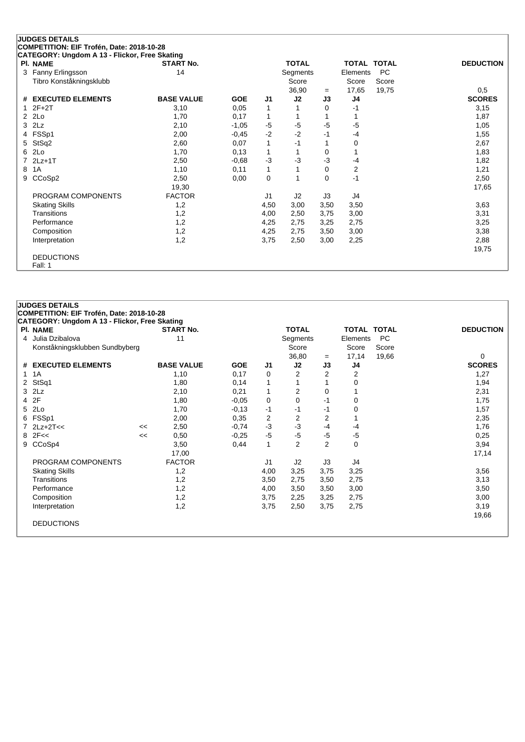## JUDGES DETAILS

**COMPETITION: EIF Trofén, Date: 2018-10-28**

**CATEGORY: Ungdom A 13 - Flickor, Free Skating**

| Pl. | NAME | START No. | TOTAL Segments Score | = | TOTAL Elements Score | TOTAL PC Score | DEDUCTION |
|---|---|---|---|---|---|---|---|
| 3 | Fanny Erlingsson<br>Tibro Konståkningsklubb | 14 | 36,90 | = | 17,65 | 19,75 | 0,5 |

| # | EXECUTED ELEMENTS | BASE VALUE | GOE | J1 | J2 | J3 | J4 | SCORES |
|---|---|---|---|---|---|---|---|---|
| 1 | 2F+2T | 3,10 | 0,05 | 1 | 1 | 0 | -1 | 3,15 |
| 2 | 2Lo | 1,70 | 0,17 | 1 | 1 | 1 | 1 | 1,87 |
| 3 | 2Lz | 2,10 | -1,05 | -5 | -5 | -5 | -5 | 1,05 |
| 4 | FSSp1 | 2,00 | -0,45 | -2 | -2 | -1 | -4 | 1,55 |
| 5 | StSq2 | 2,60 | 0,07 | 1 | -1 | 1 | 0 | 2,67 |
| 6 | 2Lo | 1,70 | 0,13 | 1 | 1 | 0 | 1 | 1,83 |
| 7 | 2Lz+1T | 2,50 | -0,68 | -3 | -3 | -3 | -4 | 1,82 |
| 8 | 1A | 1,10 | 0,11 | 1 | 1 | 0 | 2 | 1,21 |
| 9 | CCoSp2 | 2,50 | 0,00 | 0 | 1 | 0 | -1 | 2,50 |
| | | 19,30 | | | | | | 17,65 |

| PROGRAM COMPONENTS | FACTOR | J1 | J2 | J3 | J4 | |
|---|---|---|---|---|---|---|
| Skating Skills | 1,2 | 4,50 | 3,00 | 3,50 | 3,50 | 3,63 |
| Transitions | 1,2 | 4,00 | 2,50 | 3,75 | 3,00 | 3,31 |
| Performance | 1,2 | 4,25 | 2,75 | 3,25 | 2,75 | 3,25 |
| Composition | 1,2 | 4,25 | 2,75 | 3,50 | 3,00 | 3,38 |
| Interpretation | 1,2 | 3,75 | 2,50 | 3,00 | 2,25 | 2,88 |
| | | | | | | 19,75 |

DEDUCTIONS

Fall: 1

## JUDGES DETAILS

**COMPETITION: EIF Trofén, Date: 2018-10-28**

**CATEGORY: Ungdom A 13 - Flickor, Free Skating**

| Pl. | NAME | START No. | TOTAL Segments Score | = | TOTAL Elements Score | TOTAL PC Score | DEDUCTION |
|---|---|---|---|---|---|---|---|
| 4 | Julia Dzibalova<br>Konståkningsklubben Sundbyberg | 11 | 36,80 | = | 17,14 | 19,66 | 0 |

| # | EXECUTED ELEMENTS | | BASE VALUE | GOE | J1 | J2 | J3 | J4 | SCORES |
|---|---|---|---|---|---|---|---|---|---|
| 1 | 1A | | 1,10 | 0,17 | 0 | 2 | 2 | 2 | 1,27 |
| 2 | StSq1 | | 1,80 | 0,14 | 1 | 1 | 1 | 0 | 1,94 |
| 3 | 2Lz | | 2,10 | 0,21 | 1 | 2 | 0 | 1 | 2,31 |
| 4 | 2F | | 1,80 | -0,05 | 0 | 0 | -1 | 0 | 1,75 |
| 5 | 2Lo | | 1,70 | -0,13 | -1 | -1 | -1 | 0 | 1,57 |
| 6 | FSSp1 | | 2,00 | 0,35 | 2 | 2 | 2 | 1 | 2,35 |
| 7 | 2Lz+2T<< | << | 2,50 | -0,74 | -3 | -3 | -4 | -4 | 1,76 |
| 8 | 2F<< | << | 0,50 | -0,25 | -5 | -5 | -5 | -5 | 0,25 |
| 9 | CCoSp4 | | 3,50 | 0,44 | 1 | 2 | 2 | 0 | 3,94 |
| | | | 17,00 | | | | | | 17,14 |

| PROGRAM COMPONENTS | FACTOR | J1 | J2 | J3 | J4 | |
|---|---|---|---|---|---|---|
| Skating Skills | 1,2 | 4,00 | 3,25 | 3,75 | 3,25 | 3,56 |
| Transitions | 1,2 | 3,50 | 2,75 | 3,50 | 2,75 | 3,13 |
| Performance | 1,2 | 4,00 | 3,50 | 3,50 | 3,00 | 3,50 |
| Composition | 1,2 | 3,75 | 2,25 | 3,25 | 2,75 | 3,00 |
| Interpretation | 1,2 | 3,75 | 2,50 | 3,75 | 2,75 | 3,19 |
| | | | | | | 19,66 |

DEDUCTIONS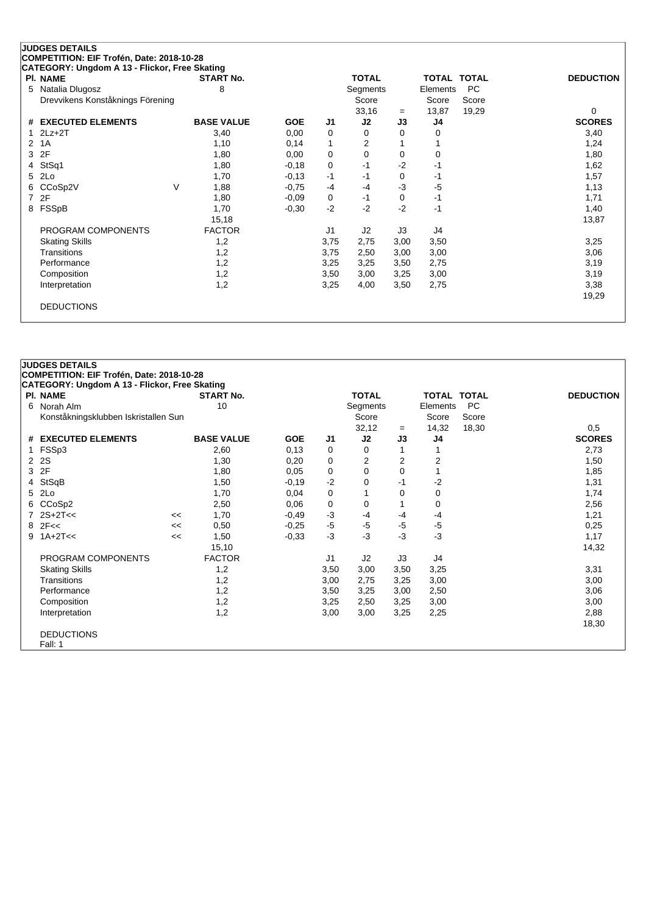**JUDGES DETAILS**

**COMPETITION: EIF Trofén, Date: 2018-10-28**

**CATEGORY: Ungdom A 13 - Flickor, Free Skating**

| Pl. | NAME | START No. | TOTAL Segments Score | = | TOTAL Elements Score | TOTAL PC Score | DEDUCTION |
|---|---|---|---|---|---|---|---|
| 5 | Natalia Dlugosz<br>Drevvikens Konståknings Förening | 8 | 33,16 | = | 13,87 | 19,29 | 0 |

| # | EXECUTED ELEMENTS | | BASE VALUE | GOE | J1 | J2 | J3 | J4 | SCORES |
|---|---|---|---|---|---|---|---|---|---|
| 1 | 2Lz+2T | | 3,40 | 0,00 | 0 | 0 | 0 | 0 | 3,40 |
| 2 | 1A | | 1,10 | 0,14 | 1 | 2 | 1 | 1 | 1,24 |
| 3 | 2F | | 1,80 | 0,00 | 0 | 0 | 0 | 0 | 1,80 |
| 4 | StSq1 | | 1,80 | -0,18 | 0 | -1 | -2 | -1 | 1,62 |
| 5 | 2Lo | | 1,70 | -0,13 | -1 | -1 | 0 | -1 | 1,57 |
| 6 | CCoSp2V | V | 1,88 | -0,75 | -4 | -4 | -3 | -5 | 1,13 |
| 7 | 2F | | 1,80 | -0,09 | 0 | -1 | 0 | -1 | 1,71 |
| 8 | FSSpB | | 1,70 | -0,30 | -2 | -2 | -2 | -1 | 1,40 |
| | | | 15,18 | | | | | | 13,87 |
| | PROGRAM COMPONENTS | | FACTOR | | J1 | J2 | J3 | J4 | |
| | Skating Skills | | 1,2 | | 3,75 | 2,75 | 3,00 | 3,50 | 3,25 |
| | Transitions | | 1,2 | | 3,75 | 2,50 | 3,00 | 3,00 | 3,06 |
| | Performance | | 1,2 | | 3,25 | 3,25 | 3,50 | 2,75 | 3,19 |
| | Composition | | 1,2 | | 3,50 | 3,00 | 3,25 | 3,00 | 3,19 |
| | Interpretation | | 1,2 | | 3,25 | 4,00 | 3,50 | 2,75 | 3,38 |
| | | | | | | | | | 19,29 |
| | DEDUCTIONS | | | | | | | | |

**JUDGES DETAILS**

**COMPETITION: EIF Trofén, Date: 2018-10-28**

**CATEGORY: Ungdom A 13 - Flickor, Free Skating**

| Pl. | NAME | START No. | TOTAL Segments Score | = | TOTAL Elements Score | TOTAL PC Score | DEDUCTION |
|---|---|---|---|---|---|---|---|
| 6 | Norah Alm<br>Konståkningsklubben Iskristallen Sun | 10 | 32,12 | = | 14,32 | 18,30 | 0,5 |

| # | EXECUTED ELEMENTS | | BASE VALUE | GOE | J1 | J2 | J3 | J4 | SCORES |
|---|---|---|---|---|---|---|---|---|---|
| 1 | FSSp3 | | 2,60 | 0,13 | 0 | 0 | 1 | 1 | 2,73 |
| 2 | 2S | | 1,30 | 0,20 | 0 | 2 | 2 | 2 | 1,50 |
| 3 | 2F | | 1,80 | 0,05 | 0 | 0 | 0 | 1 | 1,85 |
| 4 | StSqB | | 1,50 | -0,19 | -2 | 0 | -1 | -2 | 1,31 |
| 5 | 2Lo | | 1,70 | 0,04 | 0 | 1 | 0 | 0 | 1,74 |
| 6 | CCoSp2 | | 2,50 | 0,06 | 0 | 0 | 1 | 0 | 2,56 |
| 7 | 2S+2T<< | << | 1,70 | -0,49 | -3 | -4 | -4 | -4 | 1,21 |
| 8 | 2F<< | << | 0,50 | -0,25 | -5 | -5 | -5 | -5 | 0,25 |
| 9 | 1A+2T<< | << | 1,50 | -0,33 | -3 | -3 | -3 | -3 | 1,17 |
| | | | 15,10 | | | | | | 14,32 |
| | PROGRAM COMPONENTS | | FACTOR | | J1 | J2 | J3 | J4 | |
| | Skating Skills | | 1,2 | | 3,50 | 3,00 | 3,50 | 3,25 | 3,31 |
| | Transitions | | 1,2 | | 3,00 | 2,75 | 3,25 | 3,00 | 3,00 |
| | Performance | | 1,2 | | 3,50 | 3,25 | 3,00 | 2,50 | 3,06 |
| | Composition | | 1,2 | | 3,25 | 2,50 | 3,25 | 3,00 | 3,00 |
| | Interpretation | | 1,2 | | 3,00 | 3,00 | 3,25 | 2,25 | 2,88 |
| | | | | | | | | | 18,30 |
| | DEDUCTIONS | | | | | | | | |
| | Fall: 1 | | | | | | | | |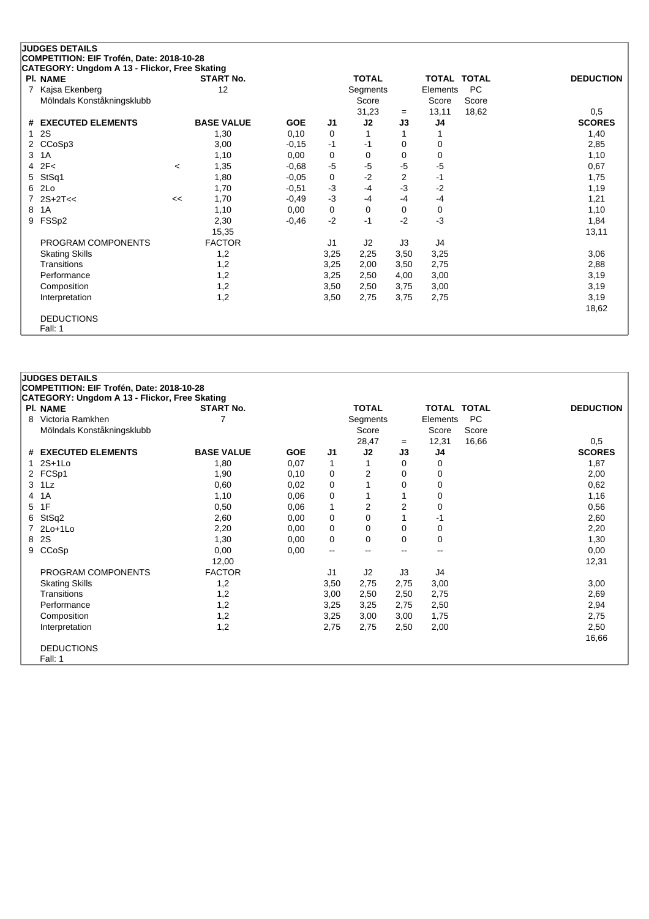**JUDGES DETAILS**

**COMPETITION: EIF Trofén, Date: 2018-10-28**

**CATEGORY: Ungdom A 13 - Flickor, Free Skating**

| Pl. | NAME | START No. | TOTAL Segments Score | = | TOTAL Elements Score | TOTAL PC Score | DEDUCTION |
|---|---|---|---|---|---|---|---|
| 7 | Kajsa Ekenberg, Mölndals Konståkningsklubb | 12 | 31,23 | = | 13,11 | 18,62 | 0,5 |

| # | EXECUTED ELEMENTS | | BASE VALUE | GOE | J1 | J2 | J3 | J4 | SCORES |
|---|---|---|---|---|---|---|---|---|---|
| 1 | 2S | | 1,30 | 0,10 | 0 | 1 | 1 | 1 | 1,40 |
| 2 | CCoSp3 | | 3,00 | -0,15 | -1 | -1 | 0 | 0 | 2,85 |
| 3 | 1A | | 1,10 | 0,00 | 0 | 0 | 0 | 0 | 1,10 |
| 4 | 2F< | < | 1,35 | -0,68 | -5 | -5 | -5 | -5 | 0,67 |
| 5 | StSq1 | | 1,80 | -0,05 | 0 | -2 | 2 | -1 | 1,75 |
| 6 | 2Lo | | 1,70 | -0,51 | -3 | -4 | -3 | -2 | 1,19 |
| 7 | 2S+2T<< | << | 1,70 | -0,49 | -3 | -4 | -4 | -4 | 1,21 |
| 8 | 1A | | 1,10 | 0,00 | 0 | 0 | 0 | 0 | 1,10 |
| 9 | FSSp2 | | 2,30 | -0,46 | -2 | -1 | -2 | -3 | 1,84 |
| | | | 15,35 | | | | | | 13,11 |
| | PROGRAM COMPONENTS | | FACTOR | | J1 | J2 | J3 | J4 | |
| | Skating Skills | | 1,2 | | 3,25 | 2,25 | 3,50 | 3,25 | 3,06 |
| | Transitions | | 1,2 | | 3,25 | 2,00 | 3,50 | 2,75 | 2,88 |
| | Performance | | 1,2 | | 3,25 | 2,50 | 4,00 | 3,00 | 3,19 |
| | Composition | | 1,2 | | 3,50 | 2,50 | 3,75 | 3,00 | 3,19 |
| | Interpretation | | 1,2 | | 3,50 | 2,75 | 3,75 | 2,75 | 3,19 |
| | | | | | | | | | 18,62 |

DEDUCTIONS
Fall: 1

**JUDGES DETAILS**

**COMPETITION: EIF Trofén, Date: 2018-10-28**

**CATEGORY: Ungdom A 13 - Flickor, Free Skating**

| Pl. | NAME | START No. | TOTAL Segments Score | = | TOTAL Elements Score | TOTAL PC Score | DEDUCTION |
|---|---|---|---|---|---|---|---|
| 8 | Victoria Ramkhen, Mölndals Konståkningsklubb | 7 | 28,47 | = | 12,31 | 16,66 | 0,5 |

| # | EXECUTED ELEMENTS | BASE VALUE | GOE | J1 | J2 | J3 | J4 | SCORES |
|---|---|---|---|---|---|---|---|---|
| 1 | 2S+1Lo | 1,80 | 0,07 | 1 | 1 | 0 | 0 | 1,87 |
| 2 | FCSp1 | 1,90 | 0,10 | 0 | 2 | 0 | 0 | 2,00 |
| 3 | 1Lz | 0,60 | 0,02 | 0 | 1 | 0 | 0 | 0,62 |
| 4 | 1A | 1,10 | 0,06 | 0 | 1 | 1 | 0 | 1,16 |
| 5 | 1F | 0,50 | 0,06 | 1 | 2 | 2 | 0 | 0,56 |
| 6 | StSq2 | 2,60 | 0,00 | 0 | 0 | 1 | -1 | 2,60 |
| 7 | 2Lo+1Lo | 2,20 | 0,00 | 0 | 0 | 0 | 0 | 2,20 |
| 8 | 2S | 1,30 | 0,00 | 0 | 0 | 0 | 0 | 1,30 |
| 9 | CCoSp | 0,00 | 0,00 | -- | -- | -- | -- | 0,00 |
| | | 12,00 | | | | | | 12,31 |
| | PROGRAM COMPONENTS | FACTOR | | J1 | J2 | J3 | J4 | |
| | Skating Skills | 1,2 | | 3,50 | 2,75 | 2,75 | 3,00 | 3,00 |
| | Transitions | 1,2 | | 3,00 | 2,50 | 2,50 | 2,75 | 2,69 |
| | Performance | 1,2 | | 3,25 | 3,25 | 2,75 | 2,50 | 2,94 |
| | Composition | 1,2 | | 3,25 | 3,00 | 3,00 | 1,75 | 2,75 |
| | Interpretation | 1,2 | | 2,75 | 2,75 | 2,50 | 2,00 | 2,50 |
| | | | | | | | | 16,66 |

DEDUCTIONS
Fall: 1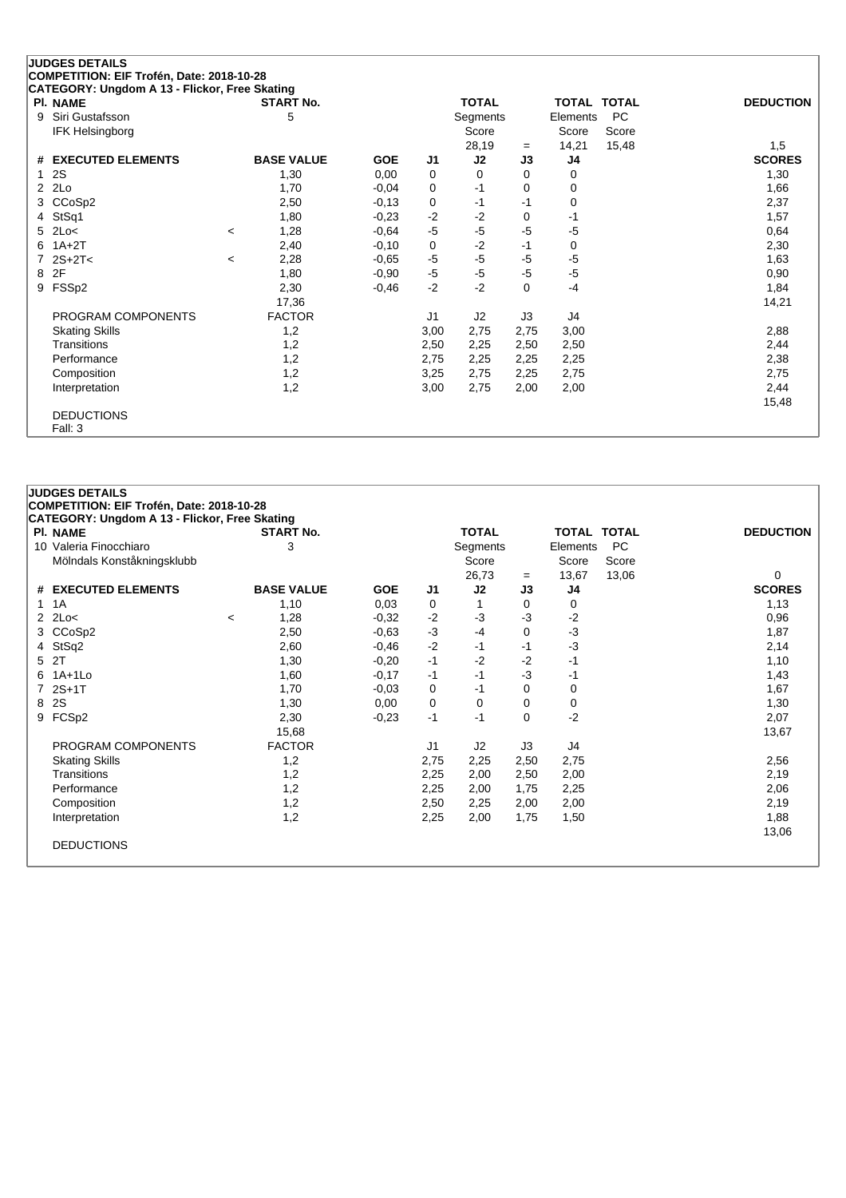## JUDGES DETAILS

**COMPETITION: EIF Trofén, Date: 2018-10-28**

**CATEGORY: Ungdom A 13 - Flickor, Free Skating**

| Pl. | NAME | START No. | TOTAL Segments Score | = | TOTAL Elements Score | TOTAL PC Score | DEDUCTION |
|---|---|---|---|---|---|---|---|
| 9 | Siri Gustafsson<br>IFK Helsingborg | 5 | 28,19 | = | 14,21 | 15,48 | 1,5 |

| # | EXECUTED ELEMENTS | | BASE VALUE | GOE | J1 | J2 | J3 | J4 | SCORES |
|---|---|---|---|---|---|---|---|---|---|
| 1 | 2S | | 1,30 | 0,00 | 0 | 0 | 0 | 0 | 1,30 |
| 2 | 2Lo | | 1,70 | -0,04 | 0 | -1 | 0 | 0 | 1,66 |
| 3 | CCoSp2 | | 2,50 | -0,13 | 0 | -1 | -1 | 0 | 2,37 |
| 4 | StSq1 | | 1,80 | -0,23 | -2 | -2 | 0 | -1 | 1,57 |
| 5 | 2Lo< | < | 1,28 | -0,64 | -5 | -5 | -5 | -5 | 0,64 |
| 6 | 1A+2T | | 2,40 | -0,10 | 0 | -2 | -1 | 0 | 2,30 |
| 7 | 2S+2T< | < | 2,28 | -0,65 | -5 | -5 | -5 | -5 | 1,63 |
| 8 | 2F | | 1,80 | -0,90 | -5 | -5 | -5 | -5 | 0,90 |
| 9 | FSSp2 | | 2,30 | -0,46 | -2 | -2 | 0 | -4 | 1,84 |
| | | | 17,36 | | | | | | 14,21 |

| PROGRAM COMPONENTS | FACTOR | J1 | J2 | J3 | J4 | |
|---|---|---|---|---|---|---|
| Skating Skills | 1,2 | 3,00 | 2,75 | 2,75 | 3,00 | 2,88 |
| Transitions | 1,2 | 2,50 | 2,25 | 2,50 | 2,50 | 2,44 |
| Performance | 1,2 | 2,75 | 2,25 | 2,25 | 2,25 | 2,38 |
| Composition | 1,2 | 3,25 | 2,75 | 2,25 | 2,75 | 2,75 |
| Interpretation | 1,2 | 3,00 | 2,75 | 2,00 | 2,00 | 2,44 |
| | | | | | | 15,48 |

DEDUCTIONS

Fall: 3

## JUDGES DETAILS

**COMPETITION: EIF Trofén, Date: 2018-10-28**

**CATEGORY: Ungdom A 13 - Flickor, Free Skating**

| Pl. | NAME | START No. | TOTAL Segments Score | = | TOTAL Elements Score | TOTAL PC Score | DEDUCTION |
|---|---|---|---|---|---|---|---|
| 10 | Valeria Finocchiaro<br>Mölndals Konståkningsklubb | 3 | 26,73 | = | 13,67 | 13,06 | 0 |

| # | EXECUTED ELEMENTS | | BASE VALUE | GOE | J1 | J2 | J3 | J4 | SCORES |
|---|---|---|---|---|---|---|---|---|---|
| 1 | 1A | | 1,10 | 0,03 | 0 | 1 | 0 | 0 | 1,13 |
| 2 | 2Lo< | < | 1,28 | -0,32 | -2 | -3 | -3 | -2 | 0,96 |
| 3 | CCoSp2 | | 2,50 | -0,63 | -3 | -4 | 0 | -3 | 1,87 |
| 4 | StSq2 | | 2,60 | -0,46 | -2 | -1 | -1 | -3 | 2,14 |
| 5 | 2T | | 1,30 | -0,20 | -1 | -2 | -2 | -1 | 1,10 |
| 6 | 1A+1Lo | | 1,60 | -0,17 | -1 | -1 | -3 | -1 | 1,43 |
| 7 | 2S+1T | | 1,70 | -0,03 | 0 | -1 | 0 | 0 | 1,67 |
| 8 | 2S | | 1,30 | 0,00 | 0 | 0 | 0 | 0 | 1,30 |
| 9 | FCSp2 | | 2,30 | -0,23 | -1 | -1 | 0 | -2 | 2,07 |
| | | | 15,68 | | | | | | 13,67 |

| PROGRAM COMPONENTS | FACTOR | J1 | J2 | J3 | J4 | |
|---|---|---|---|---|---|---|
| Skating Skills | 1,2 | 2,75 | 2,25 | 2,50 | 2,75 | 2,56 |
| Transitions | 1,2 | 2,25 | 2,00 | 2,50 | 2,00 | 2,19 |
| Performance | 1,2 | 2,25 | 2,00 | 1,75 | 2,25 | 2,06 |
| Composition | 1,2 | 2,50 | 2,25 | 2,00 | 2,00 | 2,19 |
| Interpretation | 1,2 | 2,25 | 2,00 | 1,75 | 1,50 | 1,88 |
| | | | | | | 13,06 |

DEDUCTIONS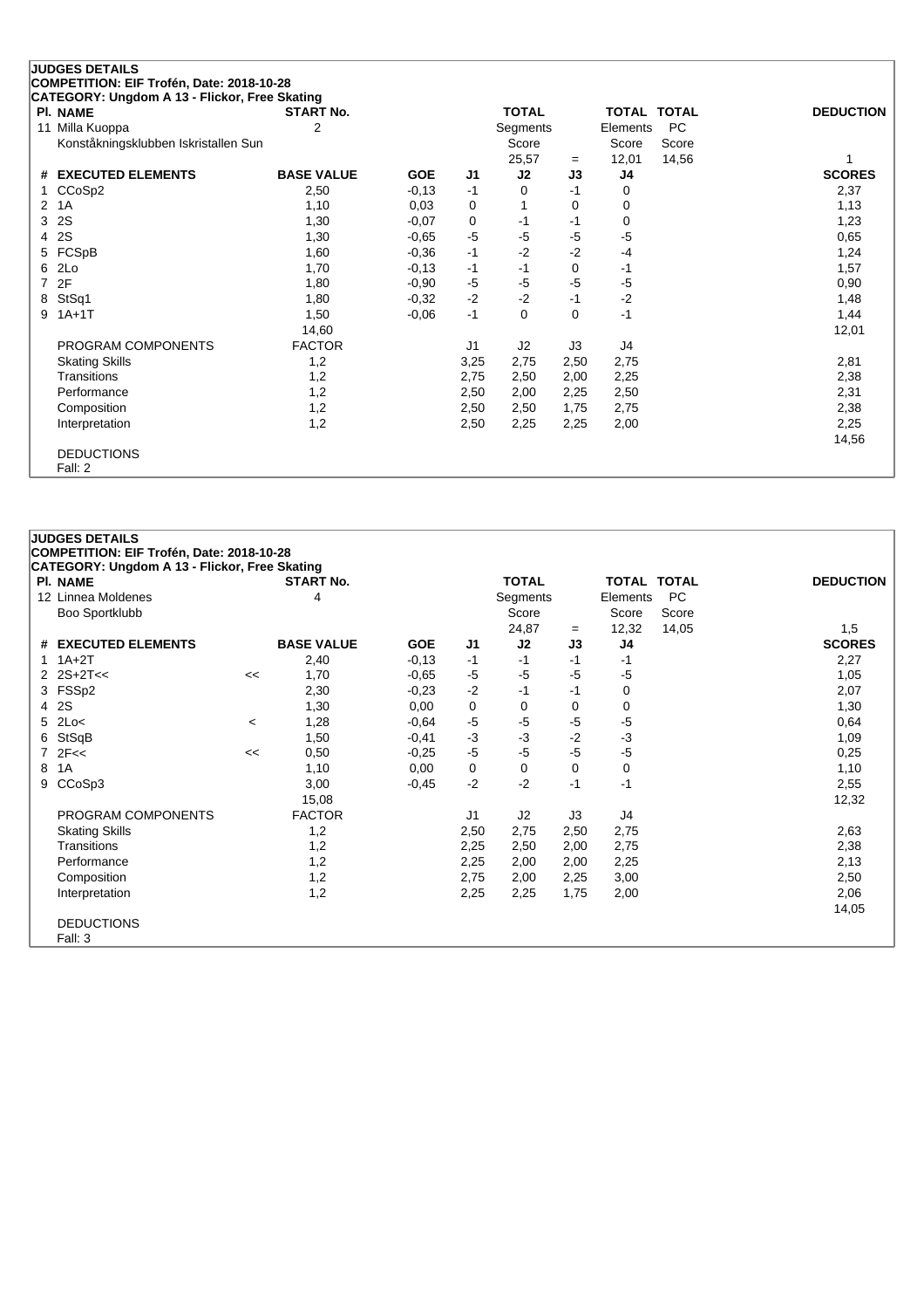**JUDGES DETAILS**

**COMPETITION: EIF Trofén, Date: 2018-10-28**

**CATEGORY: Ungdom A 13 - Flickor, Free Skating**

| Pl. | NAME | START No. | TOTAL Segments Score | = | TOTAL Elements Score | TOTAL PC Score | DEDUCTION |
|---|---|---|---|---|---|---|---|
| 11 | Milla Kuoppa<br>Konståkningsklubben Iskristallen Sun | 2 | 25,57 | = | 12,01 | 14,56 | 1 |

| # | EXECUTED ELEMENTS | | BASE VALUE | GOE | J1 | J2 | J3 | J4 | SCORES |
|---|---|---|---|---|---|---|---|---|---|
| 1 | CCoSp2 | | 2,50 | -0,13 | -1 | 0 | -1 | 0 | 2,37 |
| 2 | 1A | | 1,10 | 0,03 | 0 | 1 | 0 | 0 | 1,13 |
| 3 | 2S | | 1,30 | -0,07 | 0 | -1 | -1 | 0 | 1,23 |
| 4 | 2S | | 1,30 | -0,65 | -5 | -5 | -5 | -5 | 0,65 |
| 5 | FCSpB | | 1,60 | -0,36 | -1 | -2 | -2 | -4 | 1,24 |
| 6 | 2Lo | | 1,70 | -0,13 | -1 | -1 | 0 | -1 | 1,57 |
| 7 | 2F | | 1,80 | -0,90 | -5 | -5 | -5 | -5 | 0,90 |
| 8 | StSq1 | | 1,80 | -0,32 | -2 | -2 | -1 | -2 | 1,48 |
| 9 | 1A+1T | | 1,50 | -0,06 | -1 | 0 | 0 | -1 | 1,44 |
| | | | 14,60 | | | | | | 12,01 |

| PROGRAM COMPONENTS | FACTOR | J1 | J2 | J3 | J4 | SCORES |
|---|---|---|---|---|---|---|
| Skating Skills | 1,2 | 3,25 | 2,75 | 2,50 | 2,75 | 2,81 |
| Transitions | 1,2 | 2,75 | 2,50 | 2,00 | 2,25 | 2,38 |
| Performance | 1,2 | 2,50 | 2,00 | 2,25 | 2,50 | 2,31 |
| Composition | 1,2 | 2,50 | 2,50 | 1,75 | 2,75 | 2,38 |
| Interpretation | 1,2 | 2,50 | 2,25 | 2,25 | 2,00 | 2,25 |
| | | | | | | 14,56 |

DEDUCTIONS

Fall: 2

**JUDGES DETAILS**

**COMPETITION: EIF Trofén, Date: 2018-10-28**

**CATEGORY: Ungdom A 13 - Flickor, Free Skating**

| Pl. | NAME | START No. | TOTAL Segments Score | = | TOTAL Elements Score | TOTAL PC Score | DEDUCTION |
|---|---|---|---|---|---|---|---|
| 12 | Linnea Moldenes<br>Boo Sportklubb | 4 | 24,87 | = | 12,32 | 14,05 | 1,5 |

| # | EXECUTED ELEMENTS | | BASE VALUE | GOE | J1 | J2 | J3 | J4 | SCORES |
|---|---|---|---|---|---|---|---|---|---|
| 1 | 1A+2T | | 2,40 | -0,13 | -1 | -1 | -1 | -1 | 2,27 |
| 2 | 2S+2T<< | << | 1,70 | -0,65 | -5 | -5 | -5 | -5 | 1,05 |
| 3 | FSSp2 | | 2,30 | -0,23 | -2 | -1 | -1 | 0 | 2,07 |
| 4 | 2S | | 1,30 | 0,00 | 0 | 0 | 0 | 0 | 1,30 |
| 5 | 2Lo< | < | 1,28 | -0,64 | -5 | -5 | -5 | -5 | 0,64 |
| 6 | StSqB | | 1,50 | -0,41 | -3 | -3 | -2 | -3 | 1,09 |
| 7 | 2F<< | << | 0,50 | -0,25 | -5 | -5 | -5 | -5 | 0,25 |
| 8 | 1A | | 1,10 | 0,00 | 0 | 0 | 0 | 0 | 1,10 |
| 9 | CCoSp3 | | 3,00 | -0,45 | -2 | -2 | -1 | -1 | 2,55 |
| | | | 15,08 | | | | | | 12,32 |

| PROGRAM COMPONENTS | FACTOR | J1 | J2 | J3 | J4 | SCORES |
|---|---|---|---|---|---|---|
| Skating Skills | 1,2 | 2,50 | 2,75 | 2,50 | 2,75 | 2,63 |
| Transitions | 1,2 | 2,25 | 2,50 | 2,00 | 2,75 | 2,38 |
| Performance | 1,2 | 2,25 | 2,00 | 2,00 | 2,25 | 2,13 |
| Composition | 1,2 | 2,75 | 2,00 | 2,25 | 3,00 | 2,50 |
| Interpretation | 1,2 | 2,25 | 2,25 | 1,75 | 2,00 | 2,06 |
| | | | | | | 14,05 |

DEDUCTIONS

Fall: 3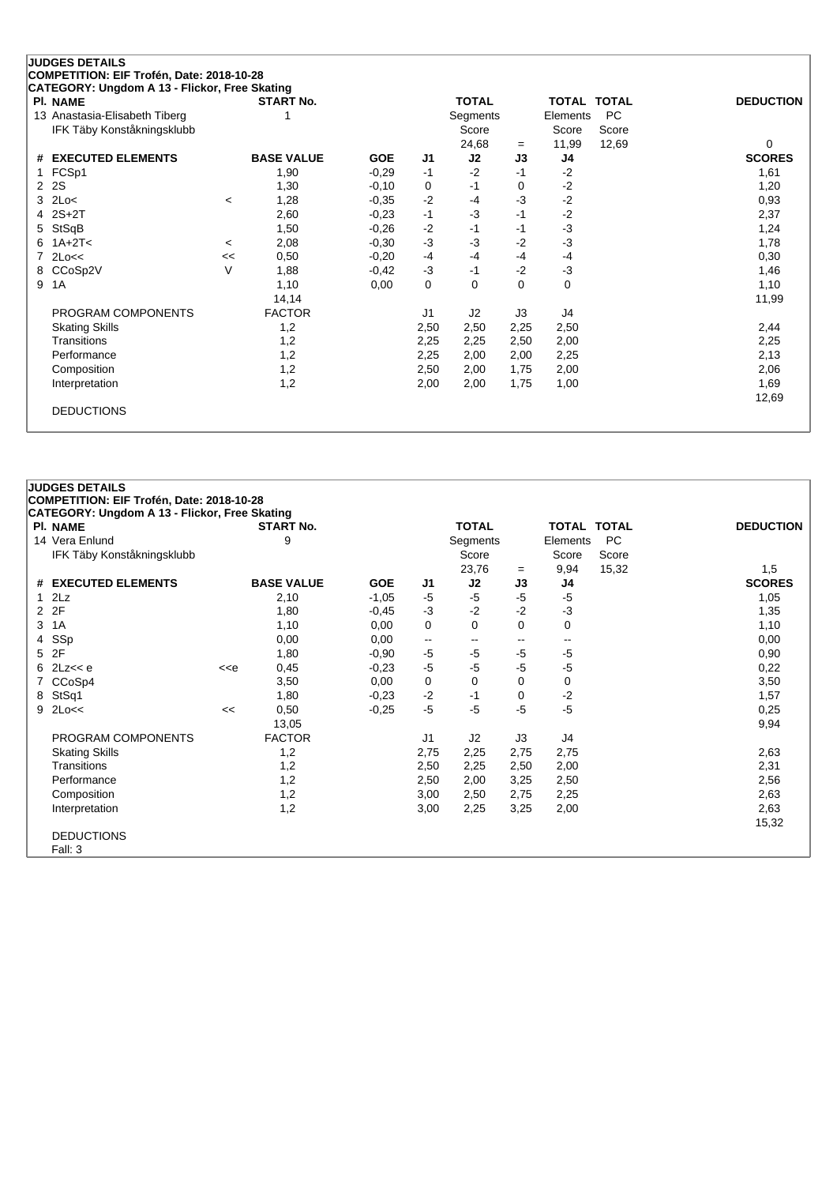**JUDGES DETAILS**

**COMPETITION: EIF Trofén, Date: 2018-10-28**

**CATEGORY: Ungdom A 13 - Flickor, Free Skating**

| Pl. | NAME | START No. | TOTAL Segments Score | = | TOTAL Elements Score | TOTAL PC Score | DEDUCTION |
|---|---|---|---|---|---|---|---|
| 13 | Anastasia-Elisabeth Tiberg<br>IFK Täby Konståkningsklubb | 1 | 24,68 | = | 11,99 | 12,69 | 0 |

| # | EXECUTED ELEMENTS | | BASE VALUE | GOE | J1 | J2 | J3 | J4 | SCORES |
|---|---|---|---|---|---|---|---|---|---|
| 1 | FCSp1 | | 1,90 | -0,29 | -1 | -2 | -1 | -2 | 1,61 |
| 2 | 2S | | 1,30 | -0,10 | 0 | -1 | 0 | -2 | 1,20 |
| 3 | 2Lo< | < | 1,28 | -0,35 | -2 | -4 | -3 | -2 | 0,93 |
| 4 | 2S+2T | | 2,60 | -0,23 | -1 | -3 | -1 | -2 | 2,37 |
| 5 | StSqB | | 1,50 | -0,26 | -2 | -1 | -1 | -3 | 1,24 |
| 6 | 1A+2T< | < | 2,08 | -0,30 | -3 | -3 | -2 | -3 | 1,78 |
| 7 | 2Lo<< | << | 0,50 | -0,20 | -4 | -4 | -4 | -4 | 0,30 |
| 8 | CCoSp2V | V | 1,88 | -0,42 | -3 | -1 | -2 | -3 | 1,46 |
| 9 | 1A | | 1,10 | 0,00 | 0 | 0 | 0 | 0 | 1,10 |
| | | | 14,14 | | | | | | 11,99 |

| PROGRAM COMPONENTS | FACTOR | J1 | J2 | J3 | J4 | |
|---|---|---|---|---|---|---|
| Skating Skills | 1,2 | 2,50 | 2,50 | 2,25 | 2,50 | 2,44 |
| Transitions | 1,2 | 2,25 | 2,25 | 2,50 | 2,00 | 2,25 |
| Performance | 1,2 | 2,25 | 2,00 | 2,00 | 2,25 | 2,13 |
| Composition | 1,2 | 2,50 | 2,00 | 1,75 | 2,00 | 2,06 |
| Interpretation | 1,2 | 2,00 | 2,00 | 1,75 | 1,00 | 1,69 |
| | | | | | | 12,69 |

DEDUCTIONS

**JUDGES DETAILS**

**COMPETITION: EIF Trofén, Date: 2018-10-28**

**CATEGORY: Ungdom A 13 - Flickor, Free Skating**

| Pl. | NAME | START No. | TOTAL Segments Score | = | TOTAL Elements Score | TOTAL PC Score | DEDUCTION |
|---|---|---|---|---|---|---|---|
| 14 | Vera Enlund<br>IFK Täby Konståkningsklubb | 9 | 23,76 | = | 9,94 | 15,32 | 1,5 |

| # | EXECUTED ELEMENTS | | BASE VALUE | GOE | J1 | J2 | J3 | J4 | SCORES |
|---|---|---|---|---|---|---|---|---|---|
| 1 | 2Lz | | 2,10 | -1,05 | -5 | -5 | -5 | -5 | 1,05 |
| 2 | 2F | | 1,80 | -0,45 | -3 | -2 | -2 | -3 | 1,35 |
| 3 | 1A | | 1,10 | 0,00 | 0 | 0 | 0 | 0 | 1,10 |
| 4 | SSp | | 0,00 | 0,00 | -- | -- | -- | -- | 0,00 |
| 5 | 2F | | 1,80 | -0,90 | -5 | -5 | -5 | -5 | 0,90 |
| 6 | 2Lz<< e | <<e | 0,45 | -0,23 | -5 | -5 | -5 | -5 | 0,22 |
| 7 | CCoSp4 | | 3,50 | 0,00 | 0 | 0 | 0 | 0 | 3,50 |
| 8 | StSq1 | | 1,80 | -0,23 | -2 | -1 | 0 | -2 | 1,57 |
| 9 | 2Lo<< | << | 0,50 | -0,25 | -5 | -5 | -5 | -5 | 0,25 |
| | | | 13,05 | | | | | | 9,94 |

| PROGRAM COMPONENTS | FACTOR | J1 | J2 | J3 | J4 | |
|---|---|---|---|---|---|---|
| Skating Skills | 1,2 | 2,75 | 2,25 | 2,75 | 2,75 | 2,63 |
| Transitions | 1,2 | 2,50 | 2,25 | 2,50 | 2,00 | 2,31 |
| Performance | 1,2 | 2,50 | 2,00 | 3,25 | 2,50 | 2,56 |
| Composition | 1,2 | 3,00 | 2,50 | 2,75 | 2,25 | 2,63 |
| Interpretation | 1,2 | 3,00 | 2,25 | 3,25 | 2,00 | 2,63 |
| | | | | | | 15,32 |

DEDUCTIONS

Fall: 3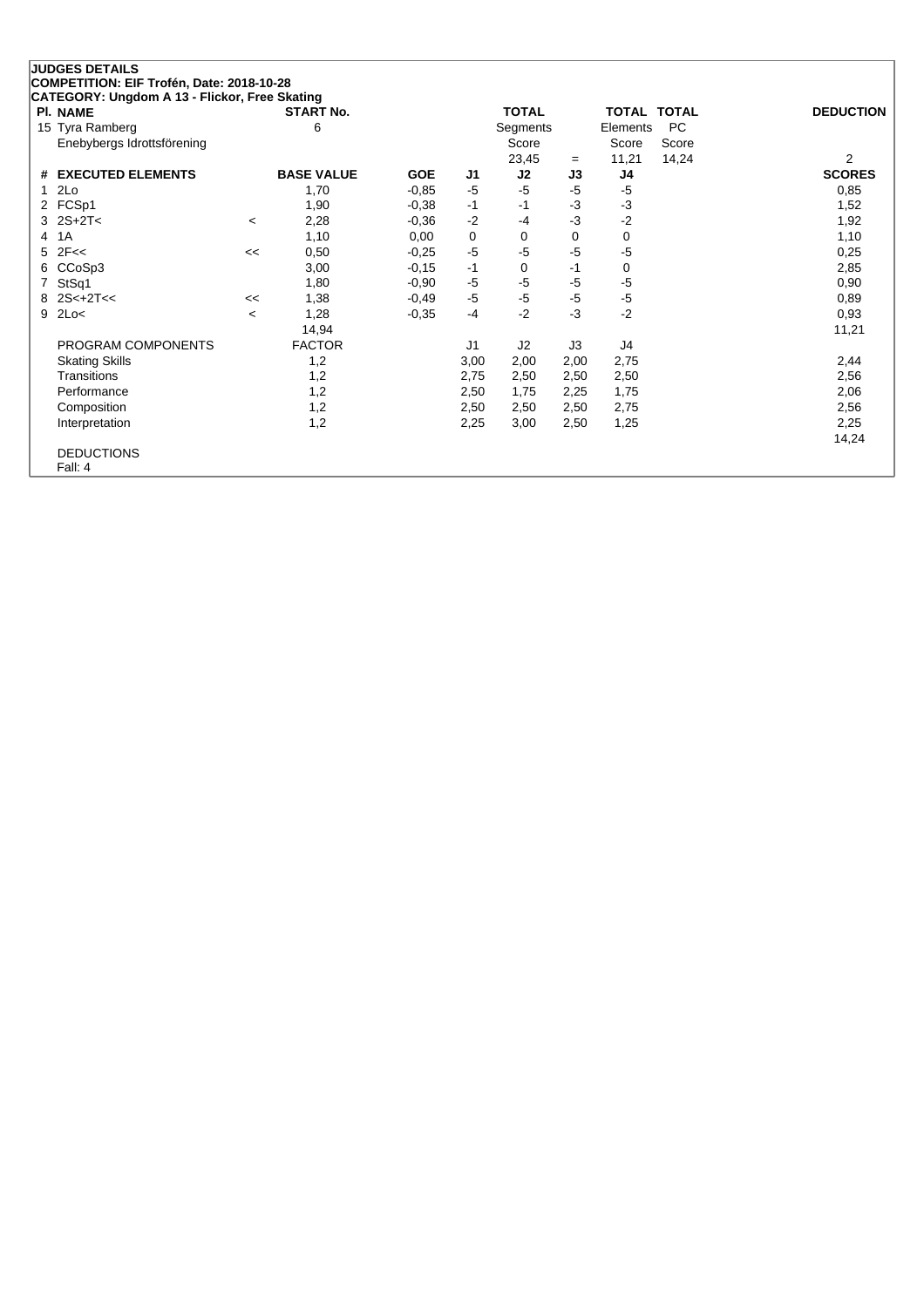**JUDGES DETAILS**

**COMPETITION: EIF Trofén, Date: 2018-10-28**

**CATEGORY: Ungdom A 13 - Flickor, Free Skating**

| Pl. | NAME | START No. | TOTAL Segments Score | | TOTAL Elements Score | TOTAL PC Score | DEDUCTION |
|---|---|---|---|---|---|---|---|
| 15 | Tyra Ramberg<br>Enebybergs Idrottsförening | 6 | 23,45 | = | 11,21 | 14,24 | 2 |

| # | EXECUTED ELEMENTS | | BASE VALUE | GOE | J1 | J2 | J3 | J4 | SCORES |
|---|---|---|---|---|---|---|---|---|---|
| 1 | 2Lo | | 1,70 | -0,85 | -5 | -5 | -5 | -5 | 0,85 |
| 2 | FCSp1 | | 1,90 | -0,38 | -1 | -1 | -3 | -3 | 1,52 |
| 3 | 2S+2T< | < | 2,28 | -0,36 | -2 | -4 | -3 | -2 | 1,92 |
| 4 | 1A | | 1,10 | 0,00 | 0 | 0 | 0 | 0 | 1,10 |
| 5 | 2F<< | << | 0,50 | -0,25 | -5 | -5 | -5 | -5 | 0,25 |
| 6 | CCoSp3 | | 3,00 | -0,15 | -1 | 0 | -1 | 0 | 2,85 |
| 7 | StSq1 | | 1,80 | -0,90 | -5 | -5 | -5 | -5 | 0,90 |
| 8 | 2S<+2T<< | << | 1,38 | -0,49 | -5 | -5 | -5 | -5 | 0,89 |
| 9 | 2Lo< | < | 1,28 | -0,35 | -4 | -2 | -3 | -2 | 0,93 |
| | | | 14,94 | | | | | | 11,21 |

| PROGRAM COMPONENTS | FACTOR | J1 | J2 | J3 | J4 | |
|---|---|---|---|---|---|---|
| Skating Skills | 1,2 | 3,00 | 2,00 | 2,00 | 2,75 | 2,44 |
| Transitions | 1,2 | 2,75 | 2,50 | 2,50 | 2,50 | 2,56 |
| Performance | 1,2 | 2,50 | 1,75 | 2,25 | 1,75 | 2,06 |
| Composition | 1,2 | 2,50 | 2,50 | 2,50 | 2,75 | 2,56 |
| Interpretation | 1,2 | 2,25 | 3,00 | 2,50 | 1,25 | 2,25 |
| | | | | | | 14,24 |

DEDUCTIONS

Fall: 4